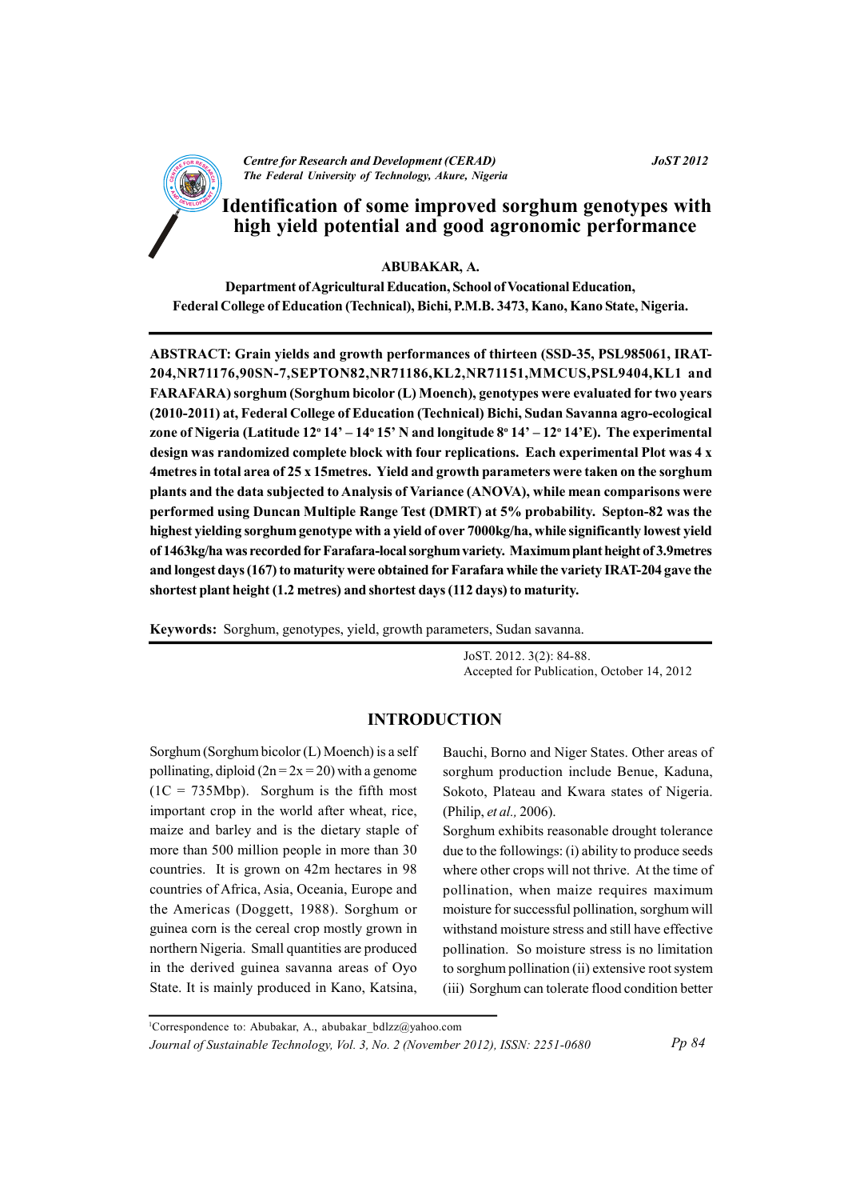*Centre for Research and Development (CERAD)*
*The Federal University of Technology, Akure, Nigeria*

# Identification of some improved sorghum genotypes with high yield potential and good agronomic performance

**ABUBAKAR, A.**

**Department of Agricultural Education, School of Vocational Education, Federal College of Education (Technical), Bichi, P.M.B. 3473, Kano, Kano State, Nigeria.**

**ABSTRACT: Grain yields and growth performances of thirteen (SSD-35, PSL985061, IRAT-204, NR71176, 90SN-7, SEPTON82, NR71186, KL2, NR71151, MMCUS, PSL9404, KL1 and FARAFARA) sorghum (Sorghum bicolor (L) Moench), genotypes were evaluated for two years (2010-2011) at, Federal College of Education (Technical) Bichi, Sudan Savanna agro-ecological zone of Nigeria (Latitude 12° 14' – 14° 15' N and longitude 8° 14' – 12° 14'E). The experimental design was randomized complete block with four replications. Each experimental Plot was 4 x 4metres in total area of 25 x 15metres. Yield and growth parameters were taken on the sorghum plants and the data subjected to Analysis of Variance (ANOVA), while mean comparisons were performed using Duncan Multiple Range Test (DMRT) at 5% probability. Septon-82 was the highest yielding sorghum genotype with a yield of over 7000kg/ha, while significantly lowest yield of 1463kg/ha was recorded for Farafara-local sorghum variety. Maximum plant height of 3.9metres and longest days (167) to maturity were obtained for Farafara while the variety IRAT-204 gave the shortest plant height (1.2 metres) and shortest days (112 days) to maturity.**

**Keywords:** Sorghum, genotypes, yield, growth parameters, Sudan savanna.

JoST. 2012. 3(2): 84-88.
Accepted for Publication, October 14, 2012

## INTRODUCTION

Sorghum (Sorghum bicolor (L) Moench) is a self pollinating, diploid ($2n = 2x = 20$) with a genome ($1C = 735$Mbp). Sorghum is the fifth most important crop in the world after wheat, rice, maize and barley and is the dietary staple of more than 500 million people in more than 30 countries. It is grown on 42m hectares in 98 countries of Africa, Asia, Oceania, Europe and the Americas (Doggett, 1988). Sorghum or guinea corn is the cereal crop mostly grown in northern Nigeria. Small quantities are produced in the derived guinea savanna areas of Oyo State. It is mainly produced in Kano, Katsina, Bauchi, Borno and Niger States. Other areas of sorghum production include Benue, Kaduna, Sokoto, Plateau and Kwara states of Nigeria. (Philip, *et al.,* 2006).

Sorghum exhibits reasonable drought tolerance due to the followings: (i) ability to produce seeds where other crops will not thrive. At the time of pollination, when maize requires maximum moisture for successful pollination, sorghum will withstand moisture stress and still have effective pollination. So moisture stress is no limitation to sorghum pollination (ii) extensive root system (iii) Sorghum can tolerate flood condition better

[1]Correspondence to: Abubakar, A., abubakar_bdlzz@yahoo.com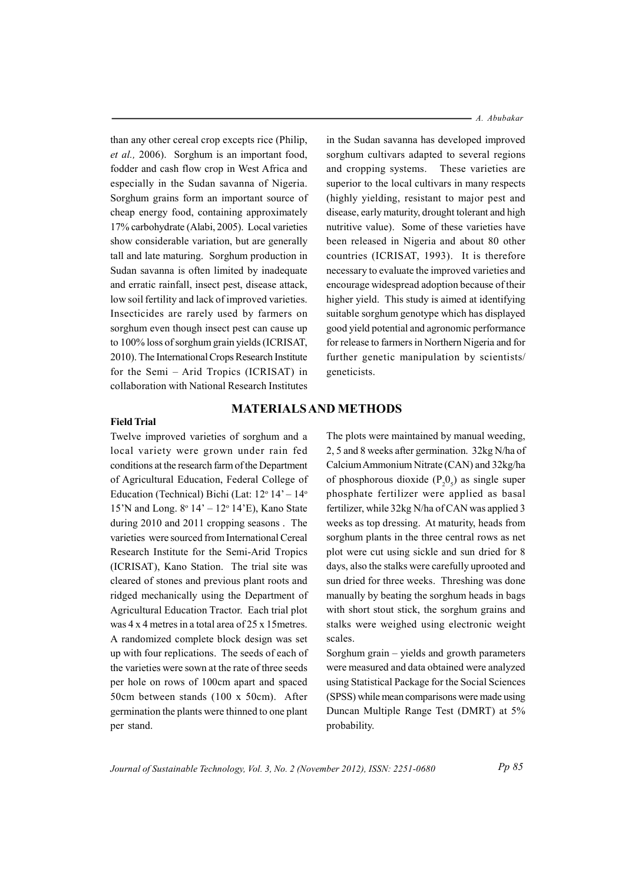than any other cereal crop excepts rice (Philip, *et al.,* 2006). Sorghum is an important food, fodder and cash flow crop in West Africa and especially in the Sudan savanna of Nigeria. Sorghum grains form an important source of cheap energy food, containing approximately 17% carbohydrate (Alabi, 2005). Local varieties show considerable variation, but are generally tall and late maturing. Sorghum production in Sudan savanna is often limited by inadequate and erratic rainfall, insect pest, disease attack, low soil fertility and lack of improved varieties. Insecticides are rarely used by farmers on sorghum even though insect pest can cause up to 100% loss of sorghum grain yields (ICRISAT, 2010). The International Crops Research Institute for the Semi – Arid Tropics (ICRISAT) in collaboration with National Research Institutes in the Sudan savanna has developed improved sorghum cultivars adapted to several regions and cropping systems. These varieties are superior to the local cultivars in many respects (highly yielding, resistant to major pest and disease, early maturity, drought tolerant and high nutritive value). Some of these varieties have been released in Nigeria and about 80 other countries (ICRISAT, 1993). It is therefore necessary to evaluate the improved varieties and encourage widespread adoption because of their higher yield. This study is aimed at identifying suitable sorghum genotype which has displayed good yield potential and agronomic performance for release to farmers in Northern Nigeria and for further genetic manipulation by scientists/ geneticists.

## MATERIALS AND METHODS

### Field Trial

Twelve improved varieties of sorghum and a local variety were grown under rain fed conditions at the research farm of the Department of Agricultural Education, Federal College of Education (Technical) Bichi (Lat: 12° 14' – 14° 15'N and Long. 8° 14' – 12° 14'E), Kano State during 2010 and 2011 cropping seasons . The varieties were sourced from International Cereal Research Institute for the Semi-Arid Tropics (ICRISAT), Kano Station. The trial site was cleared of stones and previous plant roots and ridged mechanically using the Department of Agricultural Education Tractor. Each trial plot was 4 x 4 metres in a total area of 25 x 15metres. A randomized complete block design was set up with four replications. The seeds of each of the varieties were sown at the rate of three seeds per hole on rows of 100cm apart and spaced 50cm between stands (100 x 50cm). After germination the plants were thinned to one plant per stand.

The plots were maintained by manual weeding, 2, 5 and 8 weeks after germination. 32kg N/ha of Calcium Ammonium Nitrate (CAN) and 32kg/ha of phosphorous dioxide ($P_2 0_5$) as single super phosphate fertilizer were applied as basal fertilizer, while 32kg N/ha of CAN was applied 3 weeks as top dressing. At maturity, heads from sorghum plants in the three central rows as net plot were cut using sickle and sun dried for 8 days, also the stalks were carefully uprooted and sun dried for three weeks. Threshing was done manually by beating the sorghum heads in bags with short stout stick, the sorghum grains and stalks were weighed using electronic weight scales.

Sorghum grain – yields and growth parameters were measured and data obtained were analyzed using Statistical Package for the Social Sciences (SPSS) while mean comparisons were made using Duncan Multiple Range Test (DMRT) at 5% probability.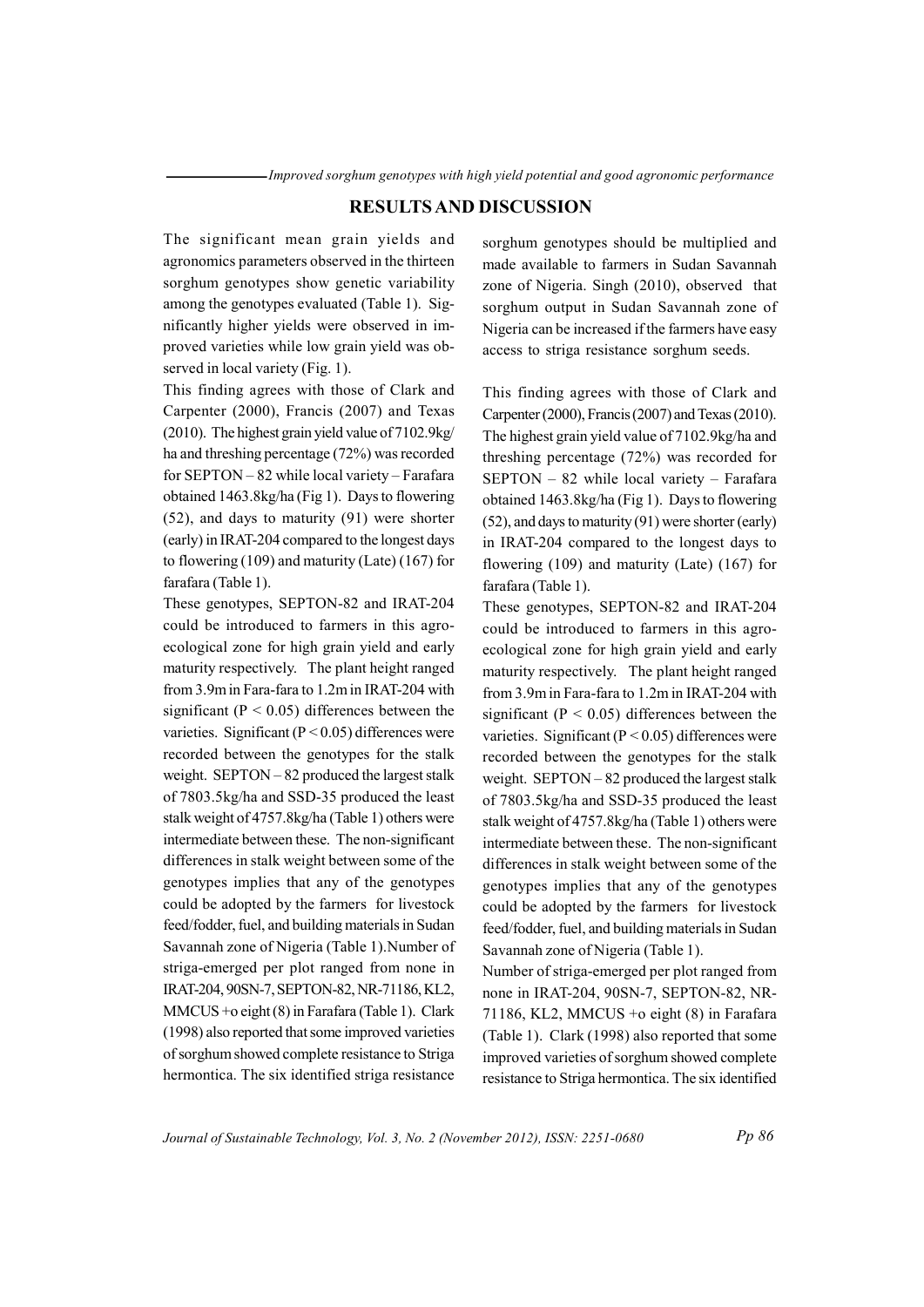## RESULTS AND DISCUSSION

The significant mean grain yields and agronomics parameters observed in the thirteen sorghum genotypes show genetic variability among the genotypes evaluated (Table 1). Significantly higher yields were observed in improved varieties while low grain yield was observed in local variety (Fig. 1).

This finding agrees with those of Clark and Carpenter (2000), Francis (2007) and Texas (2010). The highest grain yield value of 7102.9kg/ha and threshing percentage (72%) was recorded for SEPTON – 82 while local variety – Farafara obtained 1463.8kg/ha (Fig 1). Days to flowering (52), and days to maturity (91) were shorter (early) in IRAT-204 compared to the longest days to flowering (109) and maturity (Late) (167) for farafara (Table 1).

These genotypes, SEPTON-82 and IRAT-204 could be introduced to farmers in this agro-ecological zone for high grain yield and early maturity respectively. The plant height ranged from 3.9m in Fara-fara to 1.2m in IRAT-204 with significant ($P < 0.05$) differences between the varieties. Significant ($P < 0.05$) differences were recorded between the genotypes for the stalk weight. SEPTON – 82 produced the largest stalk of 7803.5kg/ha and SSD-35 produced the least stalk weight of 4757.8kg/ha (Table 1) others were intermediate between these. The non-significant differences in stalk weight between some of the genotypes implies that any of the genotypes could be adopted by the farmers for livestock feed/fodder, fuel, and building materials in Sudan Savannah zone of Nigeria (Table 1).Number of striga-emerged per plot ranged from none in IRAT-204, 90SN-7, SEPTON-82, NR-71186, KL2, MMCUS +o eight (8) in Farafara (Table 1). Clark (1998) also reported that some improved varieties of sorghum showed complete resistance to Striga hermontica. The six identified striga resistance sorghum genotypes should be multiplied and made available to farmers in Sudan Savannah zone of Nigeria. Singh (2010), observed that sorghum output in Sudan Savannah zone of Nigeria can be increased if the farmers have easy access to striga resistance sorghum seeds.

This finding agrees with those of Clark and Carpenter (2000), Francis (2007) and Texas (2010). The highest grain yield value of 7102.9kg/ha and threshing percentage (72%) was recorded for SEPTON – 82 while local variety – Farafara obtained 1463.8kg/ha (Fig 1). Days to flowering (52), and days to maturity (91) were shorter (early) in IRAT-204 compared to the longest days to flowering (109) and maturity (Late) (167) for farafara (Table 1).

These genotypes, SEPTON-82 and IRAT-204 could be introduced to farmers in this agro-ecological zone for high grain yield and early maturity respectively. The plant height ranged from 3.9m in Fara-fara to 1.2m in IRAT-204 with significant ($P < 0.05$) differences between the varieties. Significant ($P < 0.05$) differences were recorded between the genotypes for the stalk weight. SEPTON – 82 produced the largest stalk of 7803.5kg/ha and SSD-35 produced the least stalk weight of 4757.8kg/ha (Table 1) others were intermediate between these. The non-significant differences in stalk weight between some of the genotypes implies that any of the genotypes could be adopted by the farmers for livestock feed/fodder, fuel, and building materials in Sudan Savannah zone of Nigeria (Table 1).

Number of striga-emerged per plot ranged from none in IRAT-204, 90SN-7, SEPTON-82, NR-71186, KL2, MMCUS +o eight (8) in Farafara (Table 1). Clark (1998) also reported that some improved varieties of sorghum showed complete resistance to Striga hermontica. The six identified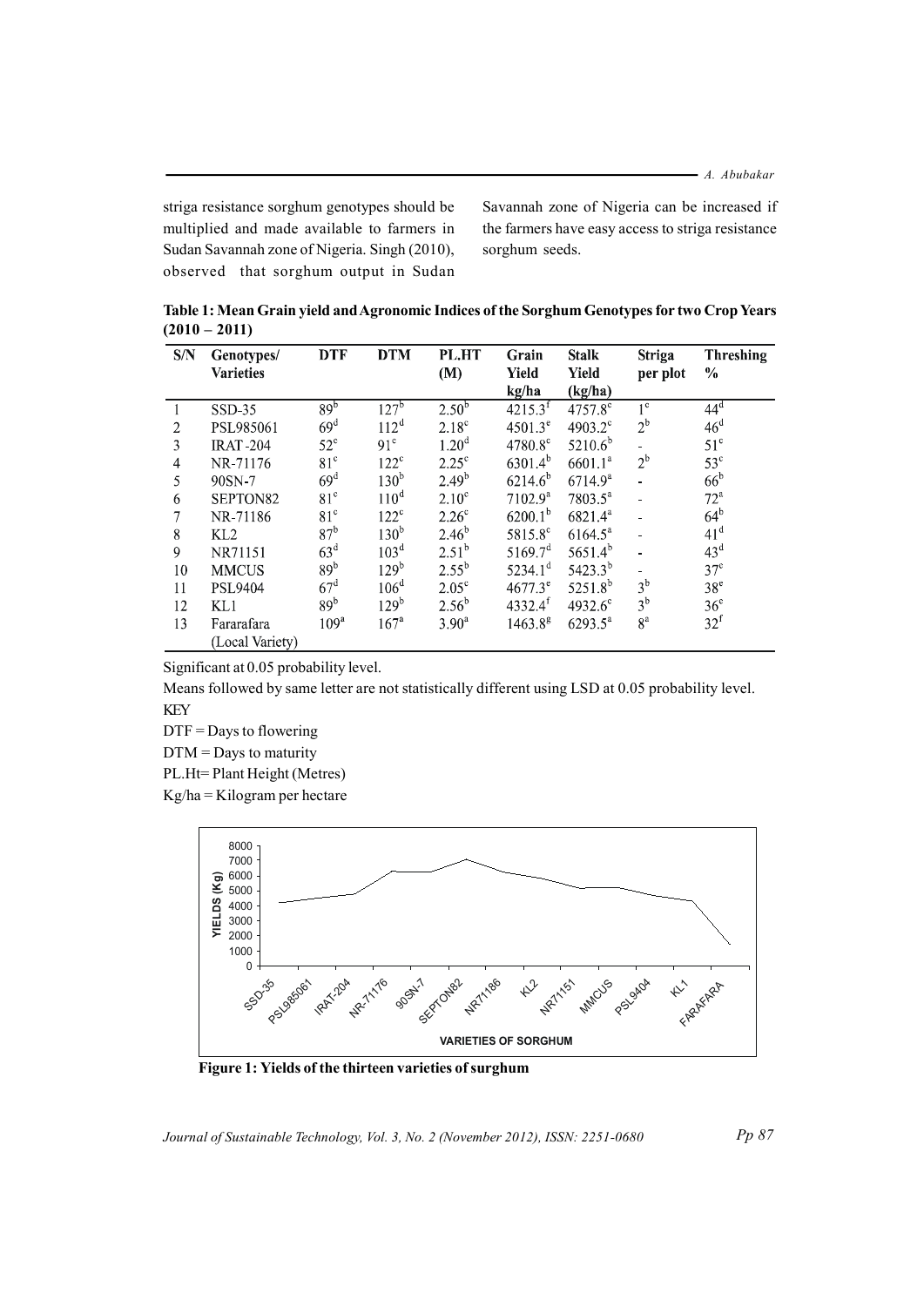striga resistance sorghum genotypes should be multiplied and made available to farmers in Sudan Savannah zone of Nigeria. Singh (2010), observed that sorghum output in Sudan Savannah zone of Nigeria can be increased if the farmers have easy access to striga resistance sorghum seeds.

**Table 1: Mean Grain yield and Agronomic Indices of the Sorghum Genotypes for two Crop Years (2010 – 2011)**

| S/N | Genotypes/ Varieties | DTF | DTM | PL.HT (M) | Grain Yield kg/ha | Stalk Yield (kg/ha) | Striga per plot | Threshing % |
|---|---|---|---|---|---|---|---|---|
| 1 | SSD-35 | $89^{b}$ | $127^{b}$ | $2.50^{b}$ | $4215.3^{f}$ | $4757.8^{c}$ | $1^{c}$ | $44^{d}$ |
| 2 | PSL985061 | $69^{d}$ | $112^{d}$ | $2.18^{c}$ | $4501.3^{e}$ | $4903.2^{c}$ | $2^{b}$ | $46^{d}$ |
| 3 | IRAT-204 | $52^{e}$ | $91^{e}$ | $1.20^{d}$ | $4780.8^{e}$ | $5210.6^{b}$ | - | $51^{c}$ |
| 4 | NR-71176 | $81^{c}$ | $122^{c}$ | $2.25^{c}$ | $6301.4^{b}$ | $6601.1^{a}$ | $2^{b}$ | $53^{c}$ |
| 5 | 90SN-7 | $69^{d}$ | $130^{b}$ | $2.49^{b}$ | $6214.6^{b}$ | $6714.9^{a}$ | - | $66^{b}$ |
| 6 | SEPTON82 | $81^{c}$ | $110^{d}$ | $2.10^{c}$ | $7102.9^{a}$ | $7803.5^{a}$ | - | $72^{a}$ |
| 7 | NR-71186 | $81^{c}$ | $122^{c}$ | $2.26^{c}$ | $6200.1^{b}$ | $6821.4^{a}$ | - | $64^{b}$ |
| 8 | KL2 | $87^{b}$ | $130^{b}$ | $2.46^{b}$ | $5815.8^{c}$ | $6164.5^{a}$ | - | $41^{d}$ |
| 9 | NR71151 | $63^{d}$ | $103^{d}$ | $2.51^{b}$ | $5169.7^{d}$ | $5651.4^{b}$ | - | $43^{d}$ |
| 10 | MMCUS | $89^{b}$ | $129^{b}$ | $2.55^{b}$ | $5234.1^{d}$ | $5423.3^{b}$ | - | $37^{e}$ |
| 11 | PSL9404 | $67^{d}$ | $106^{d}$ | $2.05^{c}$ | $4677.3^{e}$ | $5251.8^{b}$ | $3^{b}$ | $38^{e}$ |
| 12 | KL1 | $89^{b}$ | $129^{b}$ | $2.56^{b}$ | $4332.4^{f}$ | $4932.6^{c}$ | $3^{b}$ | $36^{e}$ |
| 13 | Fararafara (Local Variety) | $109^{a}$ | $167^{a}$ | $3.90^{a}$ | $1463.8^{g}$ | $6293.5^{a}$ | $8^{a}$ | $32^{f}$ |

Significant at 0.05 probability level.

Means followed by same letter are not statistically different using LSD at 0.05 probability level.

KEY

DTF = Days to flowering

DTM = Days to maturity

PL.Ht= Plant Height (Metres)

Kg/ha = Kilogram per hectare

**Figure 1: Yields of the thirteen varieties of surghum**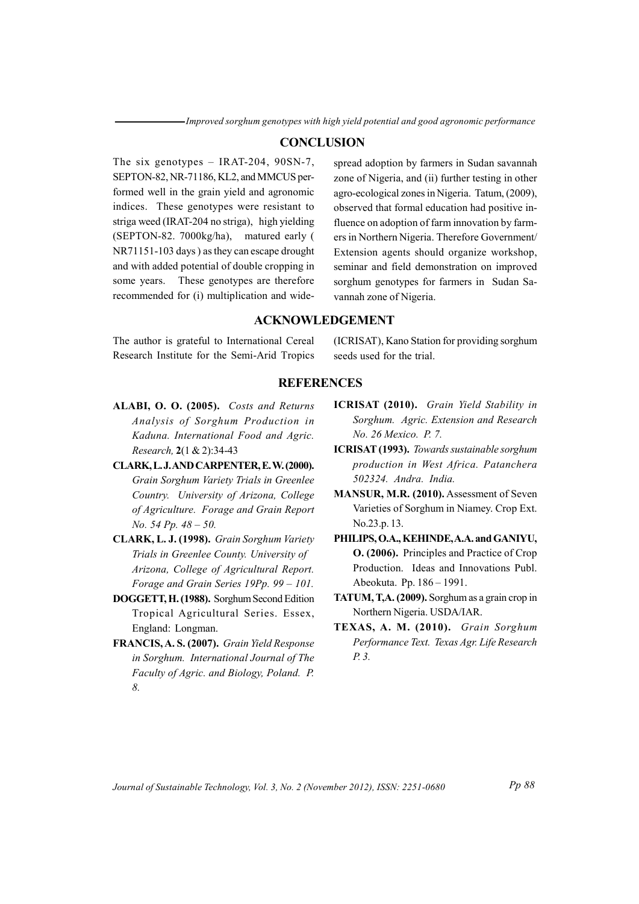## CONCLUSION

The six genotypes – IRAT-204, 90SN-7, SEPTON-82, NR-71186, KL2, and MMCUS performed well in the grain yield and agronomic indices. These genotypes were resistant to striga weed (IRAT-204 no striga), high yielding (SEPTON-82. 7000kg/ha), matured early ( NR71151-103 days ) as they can escape drought and with added potential of double cropping in some years. These genotypes are therefore recommended for (i) multiplication and wide-spread adoption by farmers in Sudan savannah zone of Nigeria, and (ii) further testing in other agro-ecological zones in Nigeria. Tatum, (2009), observed that formal education had positive influence on adoption of farm innovation by farmers in Northern Nigeria. Therefore Government/ Extension agents should organize workshop, seminar and field demonstration on improved sorghum genotypes for farmers in Sudan Savannah zone of Nigeria.

## ACKNOWLEDGEMENT

The author is grateful to International Cereal Research Institute for the Semi-Arid Tropics (ICRISAT), Kano Station for providing sorghum seeds used for the trial.

## REFERENCES

**ALABI, O. O. (2005).** *Costs and Returns Analysis of Sorghum Production in Kaduna. International Food and Agric. Research,* **2**(1 & 2):34-43

**CLARK, L. J. AND CARPENTER, E. W. (2000).** *Grain Sorghum Variety Trials in Greenlee Country. University of Arizona, College of Agriculture. Forage and Grain Report No. 54 Pp. 48 – 50.*

**CLARK, L. J. (1998).** *Grain Sorghum Variety Trials in Greenlee County. University of Arizona, College of Agricultural Report. Forage and Grain Series 19Pp. 99 – 101.*

**DOGGETT, H. (1988).** Sorghum Second Edition Tropical Agricultural Series. Essex, England: Longman.

**FRANCIS, A. S. (2007).** *Grain Yield Response in Sorghum. International Journal of The Faculty of Agric. and Biology, Poland. P. 8.*

**ICRISAT (2010).** *Grain Yield Stability in Sorghum. Agric. Extension and Research No. 26 Mexico. P. 7.*

**ICRISAT (1993).** *Towards sustainable sorghum production in West Africa. Patanchera 502324. Andra. India.*

**MANSUR, M.R. (2010).** Assessment of Seven Varieties of Sorghum in Niamey. Crop Ext. No.23.p. 13.

**PHILIPS, O.A., KEHINDE, A.A. and GANIYU, O. (2006).** Principles and Practice of Crop Production. Ideas and Innovations Publ. Abeokuta. Pp. 186 – 1991.

**TATUM, T,A. (2009).** Sorghum as a grain crop in Northern Nigeria. USDA/IAR.

**TEXAS, A. M. (2010).** *Grain Sorghum Performance Text. Texas Agr. Life Research P. 3.*